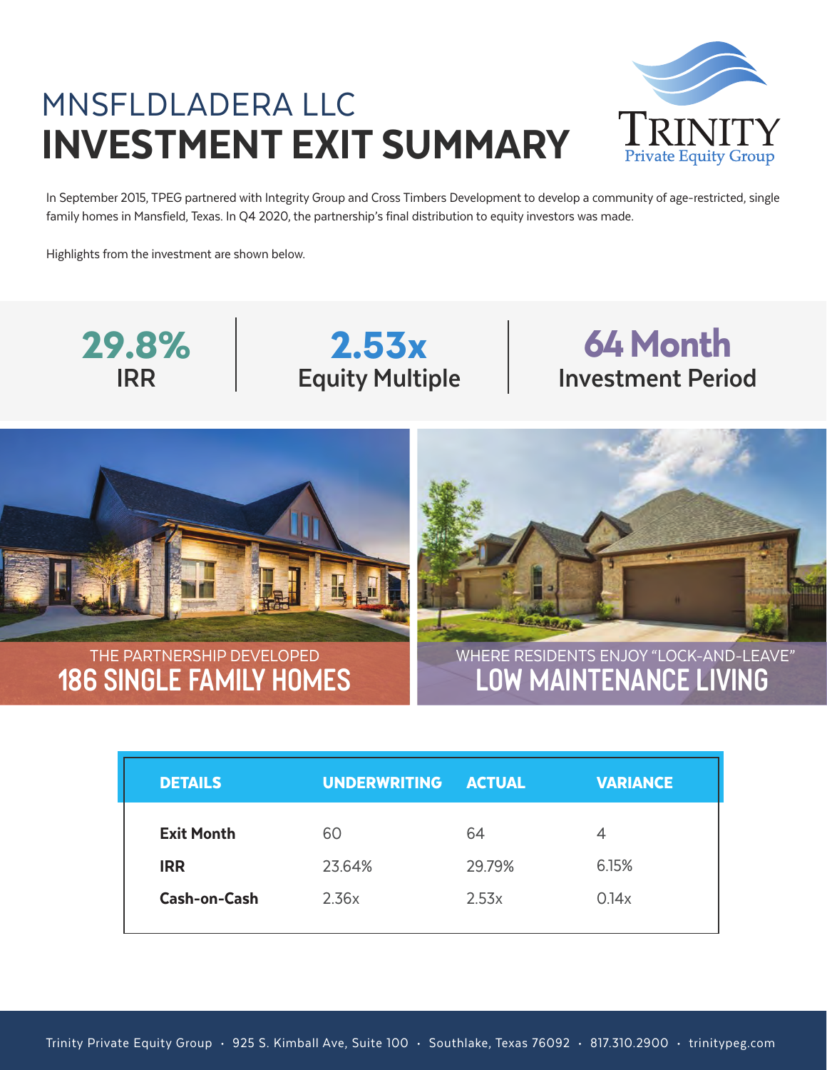# MNSFLDLADERA LLC
# INVESTMENT EXIT SUMMARY

Trinity Private Equity Group

In September 2015, TPEG partnered with Integrity Group and Cross Timbers Development to develop a community of age-restricted, single family homes in Mansfield, Texas. In Q4 2020, the partnership's final distribution to equity investors was made.

Highlights from the investment are shown below.

**29.8%**
IRR

**2.53x**
Equity Multiple

**64 Month**
Investment Period

THE PARTNERSHIP DEVELOPED
**186 SINGLE FAMILY HOMES**

WHERE RESIDENTS ENJOY "LOCK-AND-LEAVE"
**LOW MAINTENANCE LIVING**

| DETAILS | UNDERWRITING | ACTUAL | VARIANCE |
|---|---|---|---|
| **Exit Month** | 60 | 64 | 4 |
| **IRR** | 23.64% | 29.79% | 6.15% |
| **Cash-on-Cash** | 2.36x | 2.53x | 0.14x |

Trinity Private Equity Group · 925 S. Kimball Ave, Suite 100 · Southlake, Texas 76092 · 817.310.2900 · trinitypeg.com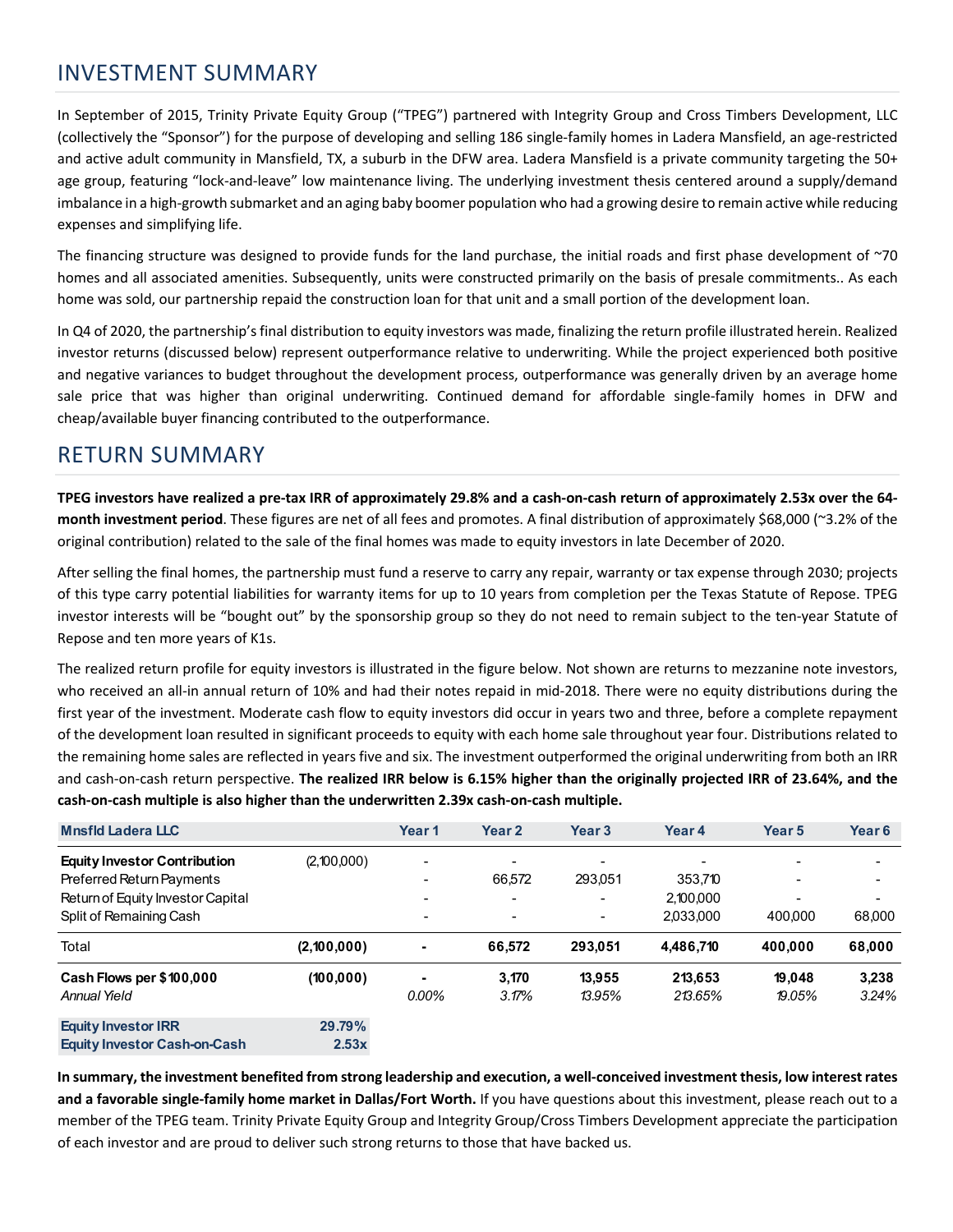## INVESTMENT SUMMARY

In September of 2015, Trinity Private Equity Group ("TPEG") partnered with Integrity Group and Cross Timbers Development, LLC (collectively the "Sponsor") for the purpose of developing and selling 186 single-family homes in Ladera Mansfield, an age-restricted and active adult community in Mansfield, TX, a suburb in the DFW area. Ladera Mansfield is a private community targeting the 50+ age group, featuring "lock-and-leave" low maintenance living. The underlying investment thesis centered around a supply/demand imbalance in a high-growth submarket and an aging baby boomer population who had a growing desire to remain active while reducing expenses and simplifying life.

The financing structure was designed to provide funds for the land purchase, the initial roads and first phase development of ~70 homes and all associated amenities. Subsequently, units were constructed primarily on the basis of presale commitments.. As each home was sold, our partnership repaid the construction loan for that unit and a small portion of the development loan.

In Q4 of 2020, the partnership's final distribution to equity investors was made, finalizing the return profile illustrated herein. Realized investor returns (discussed below) represent outperformance relative to underwriting. While the project experienced both positive and negative variances to budget throughout the development process, outperformance was generally driven by an average home sale price that was higher than original underwriting. Continued demand for affordable single-family homes in DFW and cheap/available buyer financing contributed to the outperformance.

## RETURN SUMMARY

**TPEG investors have realized a pre-tax IRR of approximately 29.8% and a cash-on-cash return of approximately 2.53x over the 64-month investment period**. These figures are net of all fees and promotes. A final distribution of approximately $68,000 (~3.2% of the original contribution) related to the sale of the final homes was made to equity investors in late December of 2020.

After selling the final homes, the partnership must fund a reserve to carry any repair, warranty or tax expense through 2030; projects of this type carry potential liabilities for warranty items for up to 10 years from completion per the Texas Statute of Repose. TPEG investor interests will be "bought out" by the sponsorship group so they do not need to remain subject to the ten-year Statute of Repose and ten more years of K1s.

The realized return profile for equity investors is illustrated in the figure below. Not shown are returns to mezzanine note investors, who received an all-in annual return of 10% and had their notes repaid in mid-2018. There were no equity distributions during the first year of the investment. Moderate cash flow to equity investors did occur in years two and three, before a complete repayment of the development loan resulted in significant proceeds to equity with each home sale throughout year four. Distributions related to the remaining home sales are reflected in years five and six. The investment outperformed the original underwriting from both an IRR and cash-on-cash return perspective. **The realized IRR below is 6.15% higher than the originally projected IRR of 23.64%, and the cash-on-cash multiple is also higher than the underwritten 2.39x cash-on-cash multiple.**

| **Mnsfld Ladera LLC** | | **Year 1** | **Year 2** | **Year 3** | **Year 4** | **Year 5** | **Year 6** |
|---|---|---|---|---|---|---|---|
| **Equity Investor Contribution** | (2,100,000) | - | - | - | - | - | - |
| Preferred Return Payments | | - | 66,572 | 293,051 | 353,710 | - | - |
| Return of Equity Investor Capital | | - | - | - | 2,100,000 | - | - |
| Split of Remaining Cash | | - | - | - | 2,033,000 | 400,000 | 68,000 |
| Total | **(2,100,000)** | **-** | **66,572** | **293,051** | **4,486,710** | **400,000** | **68,000** |
| **Cash Flows per $100,000** | **(100,000)** | **-** | **3,170** | **13,955** | **213,653** | **19,048** | **3,238** |
| *Annual Yield* | | *0.00%* | *3.17%* | *13.95%* | *213.65%* | *19.05%* | *3.24%* |
| **Equity Investor IRR** | **29.79%** | | | | | | |
| **Equity Investor Cash-on-Cash** | **2.53x** | | | | | | |

**In summary, the investment benefited from strong leadership and execution, a well-conceived investment thesis, low interest rates and a favorable single-family home market in Dallas/Fort Worth.** If you have questions about this investment, please reach out to a member of the TPEG team. Trinity Private Equity Group and Integrity Group/Cross Timbers Development appreciate the participation of each investor and are proud to deliver such strong returns to those that have backed us.